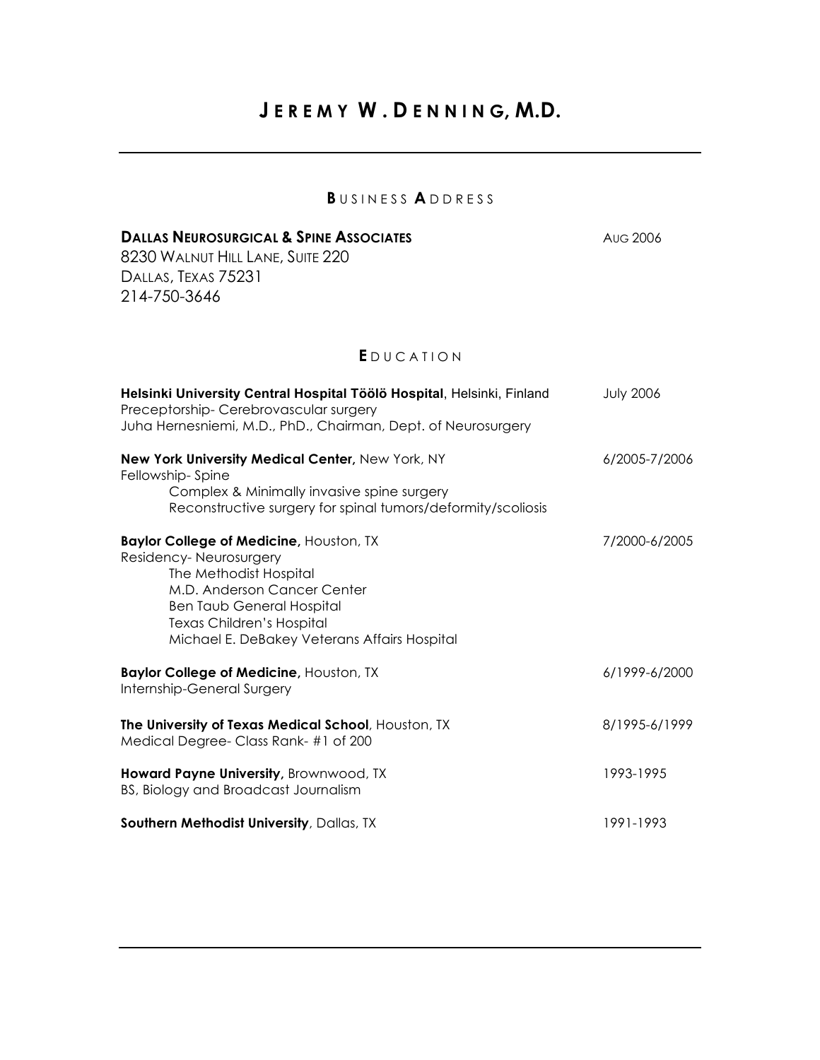# JEREMY W. DENNING, M.D.

## BUSINESS ADDRESS

**DALLAS NEUROSURGICAL & SPINE ASSOCIATES** — AUG 2006
8230 WALNUT HILL LANE, SUITE 220
DALLAS, TEXAS 75231
214-750-3646

## EDUCATION

**Helsinki University Central Hospital Töölö Hospital**, Helsinki, Finland — July 2006
Preceptorship- Cerebrovascular surgery
Juha Hernesniemi, M.D., PhD., Chairman, Dept. of Neurosurgery

**New York University Medical Center,** New York, NY — 6/2005-7/2006
Fellowship- Spine
- Complex & Minimally invasive spine surgery
- Reconstructive surgery for spinal tumors/deformity/scoliosis

**Baylor College of Medicine,** Houston, TX — 7/2000-6/2005
Residency- Neurosurgery
- The Methodist Hospital
- M.D. Anderson Cancer Center
- Ben Taub General Hospital
- Texas Children's Hospital
- Michael E. DeBakey Veterans Affairs Hospital

**Baylor College of Medicine,** Houston, TX — 6/1999-6/2000
Internship-General Surgery

**The University of Texas Medical School**, Houston, TX — 8/1995-6/1999
Medical Degree- Class Rank- #1 of 200

**Howard Payne University,** Brownwood, TX — 1993-1995
BS, Biology and Broadcast Journalism

**Southern Methodist University**, Dallas, TX — 1991-1993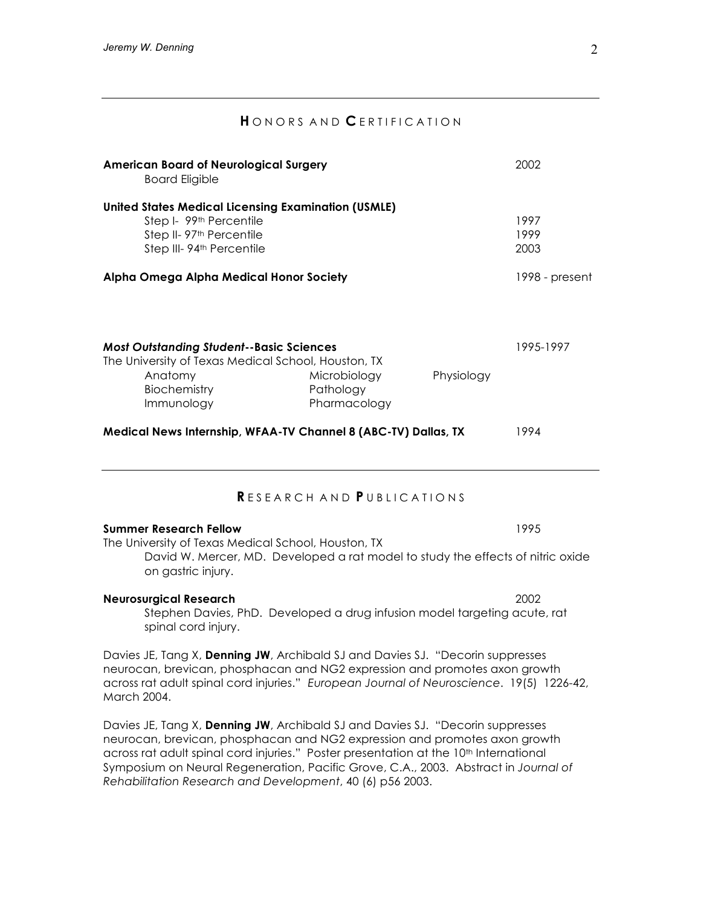## HONORS AND CERTIFICATION

**American Board of Neurological Surgery** 2002
Board Eligible

**United States Medical Licensing Examination (USMLE)**
Step I- 99th Percentile 1997
Step II- 97th Percentile 1999
Step III- 94th Percentile 2003

**Alpha Omega Alpha Medical Honor Society** 1998 - present

***Most Outstanding Student*--Basic Sciences** 1995-1997
The University of Texas Medical School, Houston, TX

| | | |
|---|---|---|
| Anatomy | Microbiology | Physiology |
| Biochemistry | Pathology | |
| Immunology | Pharmacology | |

**Medical News Internship, WFAA-TV Channel 8 (ABC-TV) Dallas, TX** 1994

## RESEARCH AND PUBLICATIONS

**Summer Research Fellow** 1995
The University of Texas Medical School, Houston, TX
David W. Mercer, MD. Developed a rat model to study the effects of nitric oxide on gastric injury.

**Neurosurgical Research** 2002
Stephen Davies, PhD. Developed a drug infusion model targeting acute, rat spinal cord injury.

Davies JE, Tang X, **Denning JW**, Archibald SJ and Davies SJ. "Decorin suppresses neurocan, brevican, phosphacan and NG2 expression and promotes axon growth across rat adult spinal cord injuries." *European Journal of Neuroscience*. 19(5) 1226-42, March 2004.

Davies JE, Tang X, **Denning JW**, Archibald SJ and Davies SJ. "Decorin suppresses neurocan, brevican, phosphacan and NG2 expression and promotes axon growth across rat adult spinal cord injuries." Poster presentation at the 10th International Symposium on Neural Regeneration, Pacific Grove, C.A., 2003. Abstract in *Journal of Rehabilitation Research and Development*, 40 (6) p56 2003.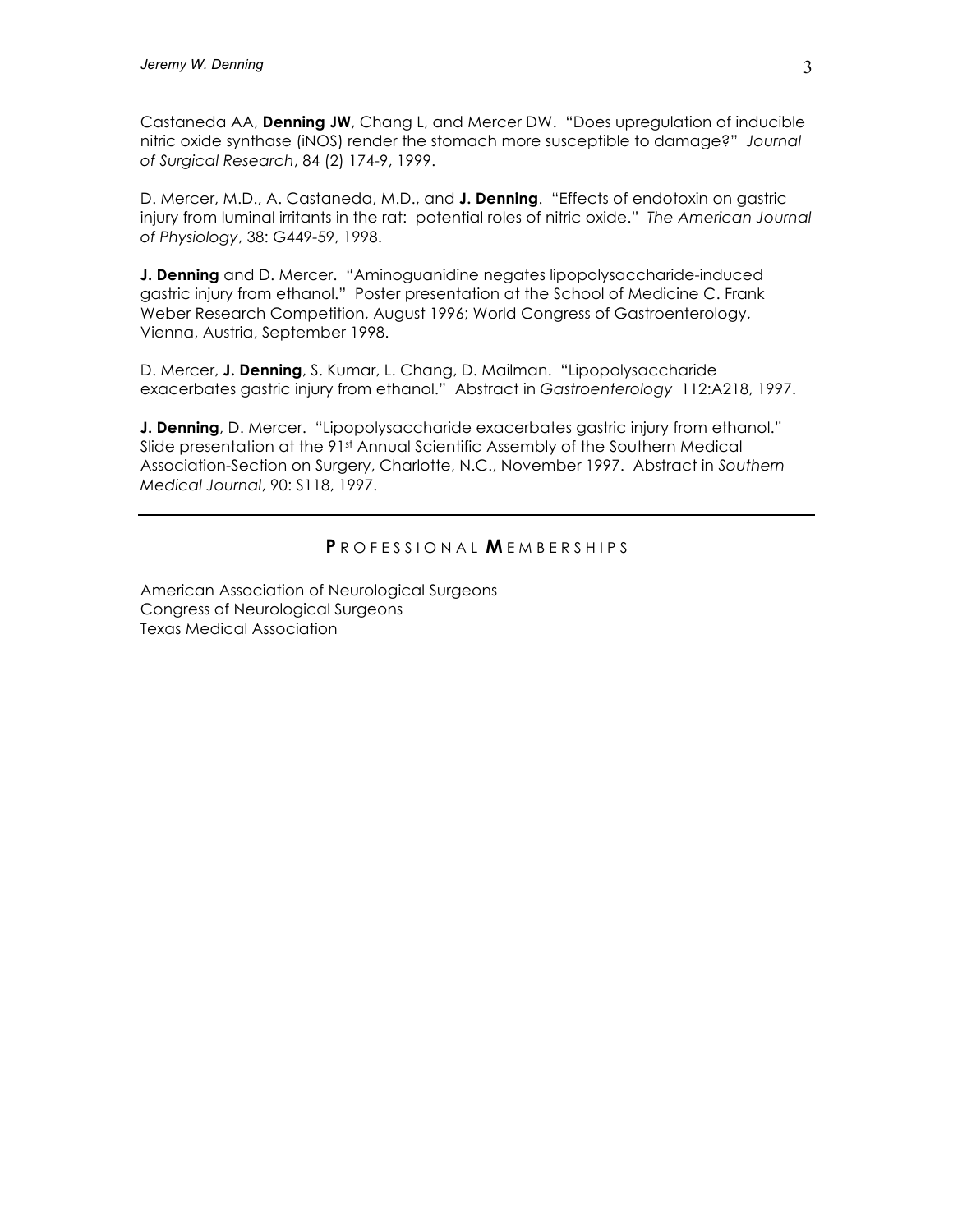Castaneda AA, **Denning JW**, Chang L, and Mercer DW. "Does upregulation of inducible nitric oxide synthase (iNOS) render the stomach more susceptible to damage?" *Journal of Surgical Research*, 84 (2) 174-9, 1999.

D. Mercer, M.D., A. Castaneda, M.D., and **J. Denning**. "Effects of endotoxin on gastric injury from luminal irritants in the rat: potential roles of nitric oxide." *The American Journal of Physiology*, 38: G449-59, 1998.

**J. Denning** and D. Mercer. "Aminoguanidine negates lipopolysaccharide-induced gastric injury from ethanol." Poster presentation at the School of Medicine C. Frank Weber Research Competition, August 1996; World Congress of Gastroenterology, Vienna, Austria, September 1998.

D. Mercer, **J. Denning**, S. Kumar, L. Chang, D. Mailman. "Lipopolysaccharide exacerbates gastric injury from ethanol." Abstract in *Gastroenterology* 112:A218, 1997.

**J. Denning**, D. Mercer. "Lipopolysaccharide exacerbates gastric injury from ethanol." Slide presentation at the 91st Annual Scientific Assembly of the Southern Medical Association-Section on Surgery, Charlotte, N.C., November 1997. Abstract in *Southern Medical Journal*, 90: S118, 1997.

---

## PROFESSIONAL MEMBERSHIPS

American Association of Neurological Surgeons
Congress of Neurological Surgeons
Texas Medical Association